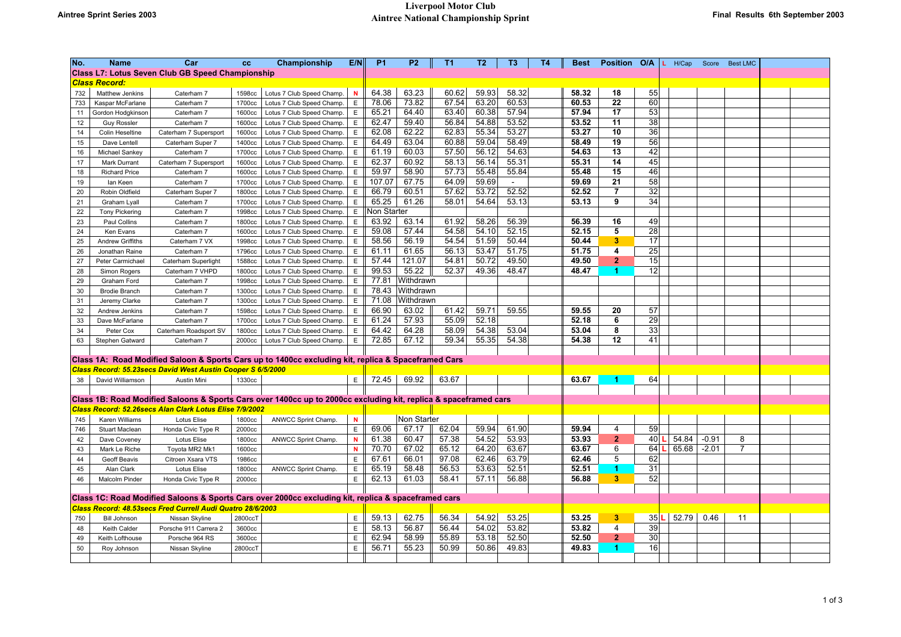# Liverpool Motor Club

## Aintree National Championship Sprint

Aintree Sprint Series 2003

Final Results 6th September 2003

| No. | Name | Car | cc | Championship | E/N | P1 | P2 | T1 | T2 | T3 | T4 | Best | Position | O/A | L | H/Cap | Score | Best LMC |
|---|---|---|---|---|---|---|---|---|---|---|---|---|---|---|---|---|---|---|
| **Class L7: Lotus Seven Club GB Speed Championship** | | | | | | | | | | | | | | | | | | |
| ***Class Record:*** | | | | | | | | | | | | | | | | | | |
| 732 | Matthew Jenkins | Caterham 7 | 1598cc | Lotus 7 Club Speed Champ. | N | 64.38 | 63.23 | 60.62 | 59.93 | 58.32 | | 58.32 | 18 | 55 | | | | |
| 733 | Kaspar McFarlane | Caterham 7 | 1700cc | Lotus 7 Club Speed Champ. | E | 78.06 | 73.82 | 67.54 | 63.20 | 60.53 | | 60.53 | 22 | 60 | | | | |
| 11 | Gordon Hodgkinson | Caterham 7 | 1600cc | Lotus 7 Club Speed Champ. | E | 65.21 | 64.40 | 63.40 | 60.38 | 57.94 | | 57.94 | 17 | 53 | | | | |
| 12 | Guy Rossler | Caterham 7 | 1600cc | Lotus 7 Club Speed Champ. | E | 62.47 | 59.40 | 56.84 | 54.88 | 53.52 | | 53.52 | 11 | 38 | | | | |
| 14 | Colin Heseltine | Caterham 7 Supersport | 1600cc | Lotus 7 Club Speed Champ. | E | 62.08 | 62.22 | 62.83 | 55.34 | 53.27 | | 53.27 | 10 | 36 | | | | |
| 15 | Dave Lentell | Caterham Super 7 | 1400cc | Lotus 7 Club Speed Champ. | E | 64.49 | 63.04 | 60.88 | 59.04 | 58.49 | | 58.49 | 19 | 56 | | | | |
| 16 | Michael Sankey | Caterham 7 | 1700cc | Lotus 7 Club Speed Champ. | E | 61.19 | 60.03 | 57.50 | 56.12 | 54.63 | | 54.63 | 13 | 42 | | | | |
| 17 | Mark Durrant | Caterham 7 Supersport | 1600cc | Lotus 7 Club Speed Champ. | E | 62.37 | 60.92 | 58.13 | 56.14 | 55.31 | | 55.31 | 14 | 45 | | | | |
| 18 | Richard Price | Caterham 7 | 1600cc | Lotus 7 Club Speed Champ. | E | 59.97 | 58.90 | 57.73 | 55.48 | 55.84 | | 55.48 | 15 | 46 | | | | |
| 19 | Ian Keen | Caterham 7 | 1700cc | Lotus 7 Club Speed Champ. | E | 107.07 | 67.75 | 64.09 | 59.69 | - | | 59.69 | 21 | 58 | | | | |
| 20 | Robin Oldfield | Caterham Super 7 | 1800cc | Lotus 7 Club Speed Champ. | E | 66.79 | 60.51 | 57.62 | 53.72 | 52.52 | | 52.52 | 7 | 32 | | | | |
| 21 | Graham Lyall | Caterham 7 | 1700cc | Lotus 7 Club Speed Champ. | E | 65.25 | 61.26 | 58.01 | 54.64 | 53.13 | | 53.13 | 9 | 34 | | | | |
| 22 | Tony Pickering | Caterham 7 | 1998cc | Lotus 7 Club Speed Champ. | E | Non Starter | | | | | | | | | | | | |
| 23 | Paul Collins | Caterham 7 | 1800cc | Lotus 7 Club Speed Champ. | E | 63.92 | 63.14 | 61.92 | 58.26 | 56.39 | | 56.39 | 16 | 49 | | | | |
| 24 | Ken Evans | Caterham 7 | 1600cc | Lotus 7 Club Speed Champ. | E | 59.08 | 57.44 | 54.58 | 54.10 | 52.15 | | 52.15 | 5 | 28 | | | | |
| 25 | Andrew Griffiths | Caterham 7 VX | 1998cc | Lotus 7 Club Speed Champ. | E | 58.56 | 56.19 | 54.54 | 51.59 | 50.44 | | 50.44 | 3 | 17 | | | | |
| 26 | Jonathan Raine | Caterham 7 | 1796cc | Lotus 7 Club Speed Champ. | E | 61.11 | 61.65 | 56.13 | 53.47 | 51.75 | | 51.75 | 4 | 25 | | | | |
| 27 | Peter Carmichael | Caterham Superlight | 1588cc | Lotus 7 Club Speed Champ. | E | 57.44 | 121.07 | 54.81 | 50.72 | 49.50 | | 49.50 | 2 | 15 | | | | |
| 28 | Simon Rogers | Caterham 7 VHPD | 1800cc | Lotus 7 Club Speed Champ. | E | 99.53 | 55.22 | 52.37 | 49.36 | 48.47 | | 48.47 | 1 | 12 | | | | |
| 29 | Graham Ford | Caterham 7 | 1998cc | Lotus 7 Club Speed Champ. | E | 77.81 | Withdrawn | | | | | | | | | | | |
| 30 | Brodie Branch | Caterham 7 | 1300cc | Lotus 7 Club Speed Champ. | E | 78.43 | Withdrawn | | | | | | | | | | | |
| 31 | Jeremy Clarke | Caterham 7 | 1300cc | Lotus 7 Club Speed Champ. | E | 71.08 | Withdrawn | | | | | | | | | | | |
| 32 | Andrew Jenkins | Caterham 7 | 1598cc | Lotus 7 Club Speed Champ. | E | 66.90 | 63.02 | 61.42 | 59.71 | 59.55 | | 59.55 | 20 | 57 | | | | |
| 33 | Dave McFarlane | Caterham 7 | 1700cc | Lotus 7 Club Speed Champ. | E | 61.24 | 57.93 | 55.09 | 52.18 | | | 52.18 | 6 | 29 | | | | |
| 34 | Peter Cox | Caterham Roadsport SV | 1800cc | Lotus 7 Club Speed Champ. | E | 64.42 | 64.28 | 58.09 | 54.38 | 53.04 | | 53.04 | 8 | 33 | | | | |
| 63 | Stephen Gatward | Caterham 7 | 2000cc | Lotus 7 Club Speed Champ. | E | 72.85 | 67.12 | 59.34 | 55.35 | 54.38 | | 54.38 | 12 | 41 | | | | |
| **Class 1A: Road Modified Saloon & Sports Cars up to 1400cc excluding kit, replica & Spaceframed Cars** | | | | | | | | | | | | | | | | | | |
| ***Class Record: 55.23secs David West Austin Cooper S 6/5/2000*** | | | | | | | | | | | | | | | | | | |
| 38 | David Williamson | Austin Mini | 1330cc | | E | 72.45 | 69.92 | 63.67 | | | | 63.67 | 1 | 64 | | | | |
| **Class 1B: Road Modified Saloons & Sports Cars over 1400cc up to 2000cc excluding kit, replica & spaceframed cars** | | | | | | | | | | | | | | | | | | |
| ***Class Record: 52.26secs Alan Clark Lotus Elise 7/9/2002*** | | | | | | | | | | | | | | | | | | |
| 745 | Karen Williams | Lotus Elise | 1800cc | ANWCC Sprint Champ. | N | | Non Starter | | | | | | | | | | | |
| 746 | Stuart Maclean | Honda Civic Type R | 2000cc | | E | 69.06 | 67.17 | 62.04 | 59.94 | 61.90 | | 59.94 | 4 | 59 | | | | |
| 42 | Dave Coveney | Lotus Elise | 1800cc | ANWCC Sprint Champ. | N | 61.38 | 60.47 | 57.38 | 54.52 | 53.93 | | 53.93 | 2 | 40 | L | 54.84 | -0.91 | 8 |
| 43 | Mark Le Riche | Toyota MR2 Mk1 | 1600cc | | N | 70.70 | 67.02 | 65.12 | 64.20 | 63.67 | | 63.67 | 6 | 64 | L | 65.68 | -2.01 | 7 |
| 44 | Geoff Beavis | Citroen Xsara VTS | 1986cc | | E | 67.61 | 66.01 | 97.08 | 62.46 | 63.79 | | 62.46 | 5 | 62 | | | | |
| 45 | Alan Clark | Lotus Elise | 1800cc | ANWCC Sprint Champ. | E | 65.19 | 58.48 | 56.53 | 53.63 | 52.51 | | 52.51 | 1 | 31 | | | | |
| 46 | Malcolm Pinder | Honda Civic Type R | 2000cc | | E | 62.13 | 61.03 | 58.41 | 57.11 | 56.88 | | 56.88 | 3 | 52 | | | | |
| **Class 1C: Road Modified Saloons & Sports Cars over 2000cc excluding kit, replica & spaceframed cars** | | | | | | | | | | | | | | | | | | |
| ***Class Record: 48.53secs Fred Currell Audi Quatro 28/6/2003*** | | | | | | | | | | | | | | | | | | |
| 750 | Bill Johnson | Nissan Skyline | 2800ccT | | E | 59.13 | 62.75 | 56.34 | 54.92 | 53.25 | | 53.25 | 3 | 35 | L | 52.79 | 0.46 | 11 |
| 48 | Keith Calder | Porsche 911 Carrera 2 | 3600cc | | E | 58.13 | 56.87 | 56.44 | 54.02 | 53.82 | | 53.82 | 4 | 39 | | | | |
| 49 | Keith Lofthouse | Porsche 964 RS | 3600cc | | E | 62.94 | 58.99 | 55.89 | 53.18 | 52.50 | | 52.50 | 2 | 30 | | | | |
| 50 | Roy Johnson | Nissan Skyline | 2800ccT | | E | 56.71 | 55.23 | 50.99 | 50.86 | 49.83 | | 49.83 | 1 | 16 | | | | |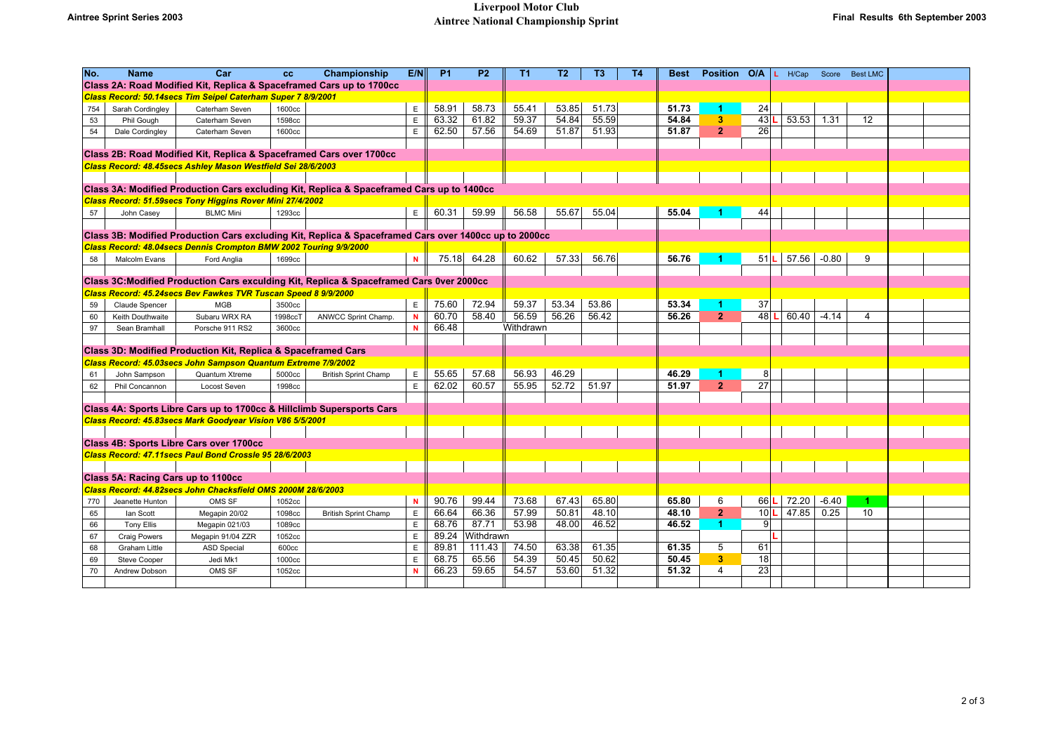Aintree Sprint Series 2003

# Liverpool Motor Club
## Aintree National Championship Sprint

Final Results 6th September 2003

| No. | Name | Car | cc | Championship | E/N | P1 | P2 | T1 | T2 | T3 | T4 | Best | Position | O/A | L | H/Cap | Score | Best LMC |
|---|---|---|---|---|---|---|---|---|---|---|---|---|---|---|---|---|---|---|
| **Class 2A: Road Modified Kit, Replica & Spaceframed Cars up to 1700cc** | | | | | | | | | | | | | | | | | | |
| ***Class Record: 50.14secs Tim Seipel Caterham Super 7 8/9/2001*** | | | | | | | | | | | | | | | | | | |
| 754 | Sarah Cordingley | Caterham Seven | 1600cc | | E | 58.91 | 58.73 | 55.41 | 53.85 | 51.73 | | 51.73 | 1 | 24 | | | | |
| 53 | Phil Gough | Caterham Seven | 1598cc | | E | 63.32 | 61.82 | 59.37 | 54.84 | 55.59 | | 54.84 | 3 | 43 | L | 53.53 | 1.31 | 12 |
| 54 | Dale Cordingley | Caterham Seven | 1600cc | | E | 62.50 | 57.56 | 54.69 | 51.87 | 51.93 | | 51.87 | 2 | 26 | | | | |
| **Class 2B: Road Modified Kit, Replica & Spaceframed Cars over 1700cc** | | | | | | | | | | | | | | | | | | |
| ***Class Record: 48.45secs Ashley Mason Westfield Sei 28/6/2003*** | | | | | | | | | | | | | | | | | | |
| **Class 3A: Modified Production Cars excluding Kit, Replica & Spaceframed Cars up to 1400cc** | | | | | | | | | | | | | | | | | | |
| ***Class Record: 51.59secs Tony Higgins Rover Mini 27/4/2002*** | | | | | | | | | | | | | | | | | | |
| 57 | John Casey | BLMC Mini | 1293cc | | E | 60.31 | 59.99 | 56.58 | 55.67 | 55.04 | | 55.04 | 1 | 44 | | | | |
| **Class 3B: Modified Production Cars excluding Kit, Replica & Spaceframed Cars over 1400cc up to 2000cc** | | | | | | | | | | | | | | | | | | |
| ***Class Record: 48.04secs Dennis Crompton BMW 2002 Touring 9/9/2000*** | | | | | | | | | | | | | | | | | | |
| 58 | Malcolm Evans | Ford Anglia | 1699cc | | N | 75.18 | 64.28 | 60.62 | 57.33 | 56.76 | | 56.76 | 1 | 51 | L | 57.56 | -0.80 | 9 |
| **Class 3C:Modified Production Cars excluding Kit, Replica & Spaceframed Cars 0ver 2000cc** | | | | | | | | | | | | | | | | | | |
| ***Class Record: 45.24secs Bev Fawkes TVR Tuscan Speed 8 9/9/2000*** | | | | | | | | | | | | | | | | | | |
| 59 | Claude Spencer | MGB | 3500cc | | E | 75.60 | 72.94 | 59.37 | 53.34 | 53.86 | | 53.34 | 1 | 37 | | | | |
| 60 | Keith Douthwaite | Subaru WRX RA | 1998ccT | ANWCC Sprint Champ. | N | 60.70 | 58.40 | 56.59 | 56.26 | 56.42 | | 56.26 | 2 | 48 | L | 60.40 | -4.14 | 4 |
| 97 | Sean Bramhall | Porsche 911 RS2 | 3600cc | | N | 66.48 | | Withdrawn | | | | | | | | | | |
| **Class 3D: Modified Production Kit, Replica & Spaceframed Cars** | | | | | | | | | | | | | | | | | | |
| ***Class Record: 45.03secs John Sampson Quantum Extreme 7/9/2002*** | | | | | | | | | | | | | | | | | | |
| 61 | John Sampson | Quantum Xtreme | 5000cc | British Sprint Champ | E | 55.65 | 57.68 | 56.93 | 46.29 | | | 46.29 | 1 | 8 | | | | |
| 62 | Phil Concannon | Locost Seven | 1998cc | | E | 62.02 | 60.57 | 55.95 | 52.72 | 51.97 | | 51.97 | 2 | 27 | | | | |
| **Class 4A: Sports Libre Cars up to 1700cc & Hillclimb Supersports Cars** | | | | | | | | | | | | | | | | | | |
| ***Class Record: 45.83secs Mark Goodyear Vision V86 5/5/2001*** | | | | | | | | | | | | | | | | | | |
| **Class 4B: Sports Libre Cars over 1700cc** | | | | | | | | | | | | | | | | | | |
| ***Class Record: 47.11secs Paul Bond Crossle 95 28/6/2003*** | | | | | | | | | | | | | | | | | | |
| **Class 5A: Racing Cars up to 1100cc** | | | | | | | | | | | | | | | | | | |
| ***Class Record: 44.82secs John Chacksfield OMS 2000M 28/6/2003*** | | | | | | | | | | | | | | | | | | |
| 770 | Jeanette Hunton | OMS SF | 1052cc | | N | 90.76 | 99.44 | 73.68 | 67.43 | 65.80 | | 65.80 | 6 | 66 | L | 72.20 | -6.40 | 1 |
| 65 | Ian Scott | Megapin 20/02 | 1098cc | British Sprint Champ | E | 66.64 | 66.36 | 57.99 | 50.81 | 48.10 | | 48.10 | 2 | 10 | L | 47.85 | 0.25 | 10 |
| 66 | Tony Ellis | Megapin 021/03 | 1089cc | | E | 68.76 | 87.71 | 53.98 | 48.00 | 46.52 | | 46.52 | 1 | 9 | | | | |
| 67 | Craig Powers | Megapin 91/04 ZZR | 1052cc | | E | 89.24 | Withdrawn | | | | | | | | L | | | |
| 68 | Graham Little | ASD Special | 600cc | | E | 89.81 | 111.43 | 74.50 | 63.38 | 61.35 | | 61.35 | 5 | 61 | | | | |
| 69 | Steve Cooper | Jedi Mk1 | 1000cc | | E | 68.75 | 65.56 | 54.39 | 50.45 | 50.62 | | 50.45 | 3 | 18 | | | | |
| 70 | Andrew Dobson | OMS SF | 1052cc | | N | 66.23 | 59.65 | 54.57 | 53.60 | 51.32 | | 51.32 | 4 | 23 | | | | |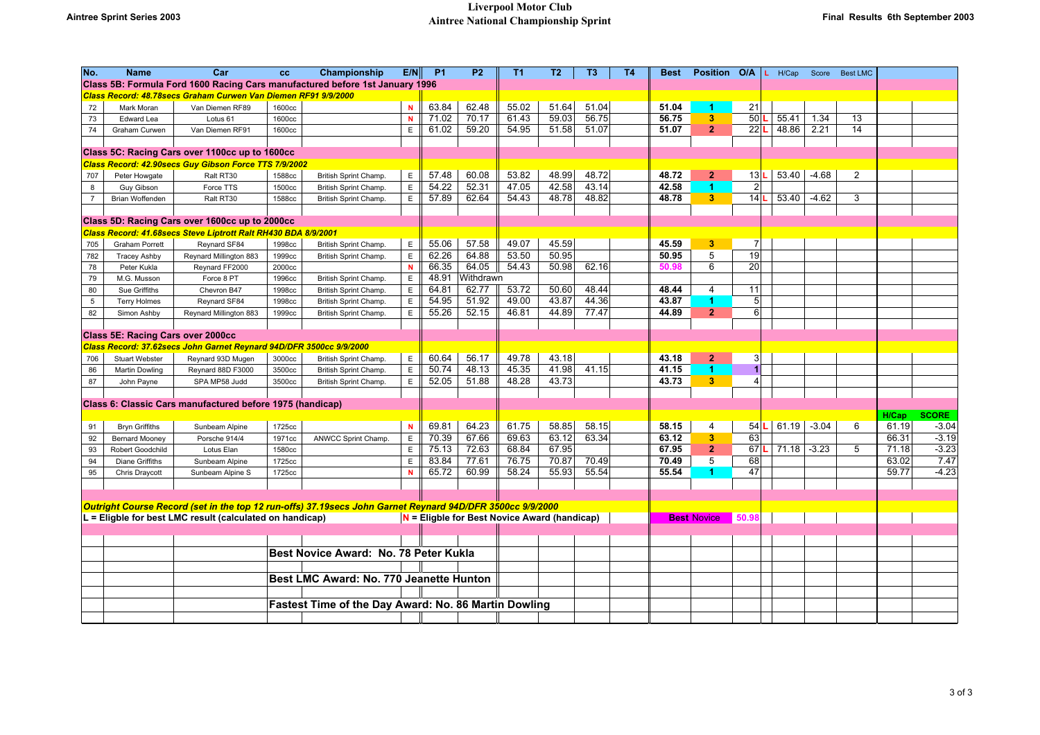# Liverpool Motor Club
## Aintree National Championship Sprint

Aintree Sprint Series 2003

Final Results 6th September 2003

| No. | Name | Car | cc | Championship | E/N | P1 | P2 | T1 | T2 | T3 | T4 | Best | Position | O/A | L | H/Cap | Score | Best LMC | | |
|---|---|---|---|---|---|---|---|---|---|---|---|---|---|---|---|---|---|---|---|---|
| **Class 5B: Formula Ford 1600 Racing Cars manufactured before 1st January 1996** | | | | | | | | | | | | | | | | | | | | |
| *Class Record: 48.78secs Graham Curwen Van Diemen RF91 9/9/2000* | | | | | | | | | | | | | | | | | | | | |
| 72 | Mark Moran | Van Diemen RF89 | 1600cc | | N | 63.84 | 62.48 | 55.02 | 51.64 | 51.04 | | 51.04 | 1 | 21 | | | | | | |
| 73 | Edward Lea | Lotus 61 | 1600cc | | N | 71.02 | 70.17 | 61.43 | 59.03 | 56.75 | | 56.75 | 3 | 50 | L | 55.41 | 1.34 | 13 | | |
| 74 | Graham Curwen | Van Diemen RF91 | 1600cc | | E | 61.02 | 59.20 | 54.95 | 51.58 | 51.07 | | 51.07 | 2 | 22 | L | 48.86 | 2.21 | 14 | | |
| **Class 5C: Racing Cars over 1100cc up to 1600cc** | | | | | | | | | | | | | | | | | | | | |
| *Class Record: 42.90secs Guy Gibson Force TTS 7/9/2002* | | | | | | | | | | | | | | | | | | | | |
| 707 | Peter Howgate | Ralt RT30 | 1588cc | British Sprint Champ. | E | 57.48 | 60.08 | 53.82 | 48.99 | 48.72 | | 48.72 | 2 | 13 | L | 53.40 | -4.68 | 2 | | |
| 8 | Guy Gibson | Force TTS | 1500cc | British Sprint Champ. | E | 54.22 | 52.31 | 47.05 | 42.58 | 43.14 | | 42.58 | 1 | 2 | | | | | | |
| 7 | Brian Woffenden | Ralt RT30 | 1588cc | British Sprint Champ. | E | 57.89 | 62.64 | 54.43 | 48.78 | 48.82 | | 48.78 | 3 | 14 | L | 53.40 | -4.62 | 3 | | |
| **Class 5D: Racing Cars over 1600cc up to 2000cc** | | | | | | | | | | | | | | | | | | | | |
| *Class Record: 41.68secs Steve Liptrott Ralt RH430 BDA 8/9/2001* | | | | | | | | | | | | | | | | | | | | |
| 705 | Graham Porrett | Reynard SF84 | 1998cc | British Sprint Champ. | E | 55.06 | 57.58 | 49.07 | 45.59 | | | 45.59 | 3 | 7 | | | | | | |
| 782 | Tracey Ashby | Reynard Millington 883 | 1999cc | British Sprint Champ. | E | 62.26 | 64.88 | 53.50 | 50.95 | | | 50.95 | 5 | 19 | | | | | | |
| 78 | Peter Kukla | Reynard FF2000 | 2000cc | | N | 66.35 | 64.05 | 54.43 | 50.98 | 62.16 | | 50.98 | 6 | 20 | | | | | | |
| 79 | M.G. Musson | Force 8 PT | 1996cc | British Sprint Champ. | E | 48.91 | Withdrawn | | | | | | | | | | | | | |
| 80 | Sue Griffiths | Chevron B47 | 1998cc | British Sprint Champ. | E | 64.81 | 62.77 | 53.72 | 50.60 | 48.44 | | 48.44 | 4 | 11 | | | | | | |
| 5 | Terry Holmes | Reynard SF84 | 1998cc | British Sprint Champ. | E | 54.95 | 51.92 | 49.00 | 43.87 | 44.36 | | 43.87 | 1 | 5 | | | | | | |
| 82 | Simon Ashby | Reynard Millington 883 | 1999cc | British Sprint Champ. | E | 55.26 | 52.15 | 46.81 | 44.89 | 77.47 | | 44.89 | 2 | 6 | | | | | | |
| **Class 5E: Racing Cars over 2000cc** | | | | | | | | | | | | | | | | | | | | |
| *Class Record: 37.62secs John Garnet Reynard 94D/DFR 3500cc 9/9/2000* | | | | | | | | | | | | | | | | | | | | |
| 706 | Stuart Webster | Reynard 93D Mugen | 3000cc | British Sprint Champ. | E | 60.64 | 56.17 | 49.78 | 43.18 | | | 43.18 | 2 | 3 | | | | | | |
| 86 | Martin Dowling | Reynard 88D F3000 | 3500cc | British Sprint Champ. | E | 50.74 | 48.13 | 45.35 | 41.98 | 41.15 | | 41.15 | 1 | 1 | | | | | | |
| 87 | John Payne | SPA MP58 Judd | 3500cc | British Sprint Champ. | E | 52.05 | 51.88 | 48.28 | 43.73 | | | 43.73 | 3 | 4 | | | | | | |
| **Class 6: Classic Cars manufactured before 1975 (handicap)** | | | | | | | | | | | | | | | | | | | | |
| | | | | | | | | | | | | | | | | | | | H/Cap | SCORE |
| 91 | Bryn Griffiths | Sunbeam Alpine | 1725cc | | N | 69.81 | 64.23 | 61.75 | 58.85 | 58.15 | | 58.15 | 4 | 54 | L | 61.19 | -3.04 | 6 | 61.19 | -3.04 |
| 92 | Bernard Mooney | Porsche 914/4 | 1971cc | ANWCC Sprint Champ. | E | 70.39 | 67.66 | 69.63 | 63.12 | 63.34 | | 63.12 | 3 | 63 | | | | | 66.31 | -3.19 |
| 93 | Robert Goodchild | Lotus Elan | 1580cc | | E | 75.13 | 72.63 | 68.84 | 67.95 | | | 67.95 | 2 | 67 | L | 71.18 | -3.23 | 5 | 71.18 | -3.23 |
| 94 | Diane Griffiths | Sunbeam Alpine | 1725cc | | E | 83.84 | 77.61 | 76.75 | 70.87 | 70.49 | | 70.49 | 5 | 68 | | | | | 63.02 | 7.47 |
| 95 | Chris Draycott | Sunbeam Alpine S | 1725cc | | N | 65.72 | 60.99 | 58.24 | 55.93 | 55.54 | | 55.54 | 1 | 47 | | | | | 59.77 | -4.23 |

*Outright Course Record (set in the top 12 run-offs) 37.19secs John Garnet Reynard 94D/DFR 3500cc 9/9/2000*

L = Eligble for best LMC result (calculated on handicap)

N = Eligble for Best Novice Award (handicap)

Best Novice 50.98

**Best Novice Award: No. 78 Peter Kukla**

**Best LMC Award: No. 770 Jeanette Hunton**

**Fastest Time of the Day Award: No. 86 Martin Dowling**